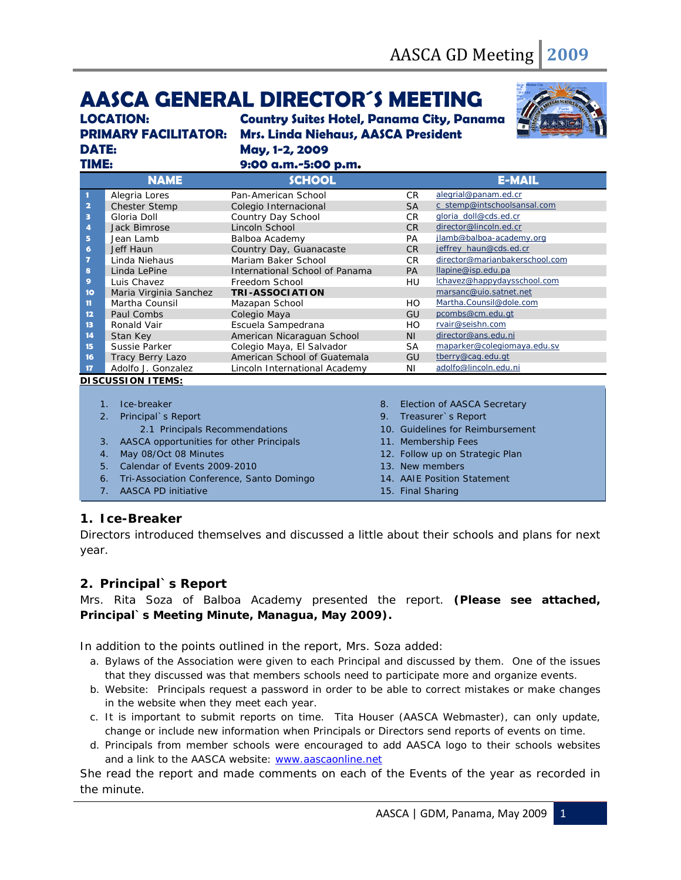# AASCA GENERAL DIRECTOR´S MEETING

**LOCATION:** Country Suites Hotel, Panama City, Panama
**PRIMARY FACILITATOR:** Mrs. Linda Niehaus, AASCA President
**DATE:** May, 1-2, 2009
**TIME:** 9:00 a.m.-5:00 p.m.

| | NAME | SCHOOL | | E-MAIL |
|---|---|---|---|---|
| 1 | Alegria Lores | Pan-American School | CR | alegrial@panam.ed.cr |
| 2 | Chester Stemp | Colegio Internacional | SA | c_stemp@intschoolsansal.com |
| 3 | Gloria Doll | Country Day School | CR | gloria_doll@cds.ed.cr |
| 4 | Jack Bimrose | Lincoln School | CR | director@lincoln.ed.cr |
| 5 | Jean Lamb | Balboa Academy | PA | jlamb@balboa-academy.org |
| 6 | Jeff Haun | Country Day, Guanacaste | CR | jeffrey_haun@cds.ed.cr |
| 7 | Linda Niehaus | Mariam Baker School | CR | director@marianbakerschool.com |
| 8 | Linda LePine | International School of Panama | PA | llapine@isp.edu.pa |
| 9 | Luis Chavez | Freedom School | HU | lchavez@happydaysschool.com |
| 10 | Maria Virginia Sanchez | **TRI-ASSOCIATION** | | marsanc@uio.satnet.net |
| 11 | Martha Counsil | Mazapan School | HO | Martha.Counsil@dole.com |
| 12 | Paul Combs | Colegio Maya | GU | pcombs@cm.edu.gt |
| 13 | Ronald Vair | Escuela Sampedrana | HO | rvair@seishn.com |
| 14 | Stan Key | American Nicaraguan School | NI | director@ans.edu.ni |
| 15 | Sussie Parker | Colegio Maya, El Salvador | SA | maparker@colegiomaya.edu.sv |
| 16 | Tracy Berry Lazo | American School of Guatemala | GU | tberry@cag.edu.gt |
| 17 | Adolfo J. Gonzalez | Lincoln International Academy | NI | adolfo@lincoln.edu.ni |

**DISCUSSION ITEMS:**

1. Ice-breaker
2. Principal`s Report
   2.1 Principals Recommendations
3. AASCA opportunities for other Principals
4. May 08/Oct 08 Minutes
5. Calendar of Events 2009-2010
6. Tri-Association Conference, Santo Domingo
7. AASCA PD initiative
8. Election of AASCA Secretary
9. Treasurer`s Report
10. Guidelines for Reimbursement
11. Membership Fees
12. Follow up on Strategic Plan
13. New members
14. AAIE Position Statement
15. Final Sharing

## 1. Ice-Breaker

Directors introduced themselves and discussed a little about their schools and plans for next year.

## 2. Principal`s Report

Mrs. Rita Soza of Balboa Academy presented the report. **(Please see attached, Principal`s Meeting Minute, Managua, May 2009).**

In addition to the points outlined in the report, Mrs. Soza added:

a. Bylaws of the Association were given to each Principal and discussed by them. One of the issues that they discussed was that members schools need to participate more and organize events.
b. Website: Principals request a password in order to be able to correct mistakes or make changes in the website when they meet each year.
c. It is important to submit reports on time. Tita Houser (AASCA Webmaster), can only update, change or include new information when Principals or Directors send reports of events on time.
d. Principals from member schools were encouraged to add AASCA logo to their schools websites and a link to the AASCA website: www.aascaonline.net

She read the report and made comments on each of the Events of the year as recorded in the minute.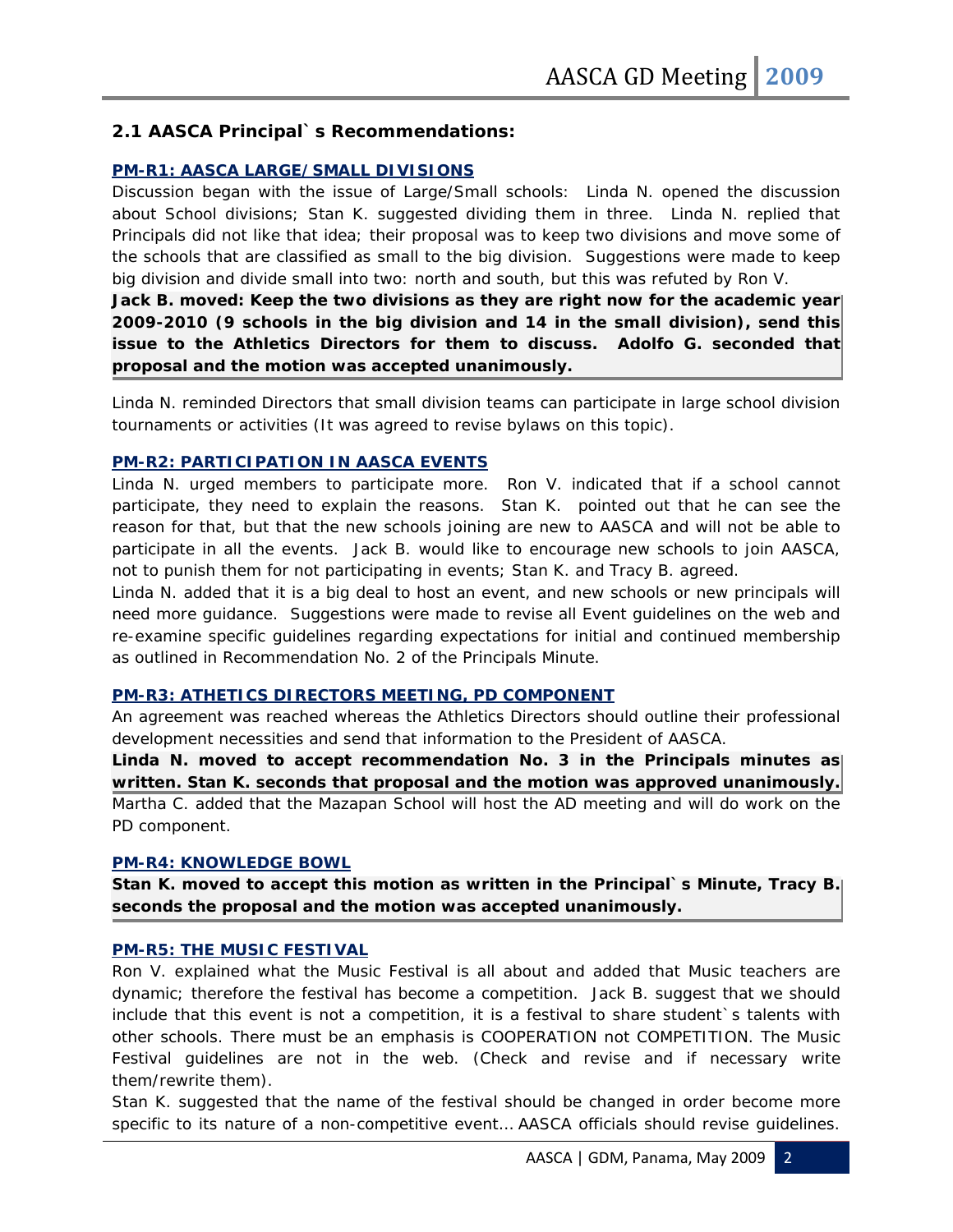## 2.1 AASCA Principal`s Recommendations:

### PM-R1: AASCA LARGE/SMALL DIVISIONS

Discussion began with the issue of Large/Small schools: Linda N. opened the discussion about School divisions; Stan K. suggested dividing them in three. Linda N. replied that Principals did not like that idea; their proposal was to keep two divisions and move some of the schools that are classified as small to the big division. Suggestions were made to keep big division and divide small into two: north and south, but this was refuted by Ron V.

**Jack B. moved: Keep the two divisions as they are right now for the academic year 2009-2010 (9 schools in the big division and 14 in the small division), send this issue to the Athletics Directors for them to discuss. Adolfo G. seconded that proposal and the motion was accepted unanimously.**

Linda N. reminded Directors that small division teams can participate in large school division tournaments or activities (It was agreed to revise bylaws on this topic).

### PM-R2: PARTICIPATION IN AASCA EVENTS

Linda N. urged members to participate more. Ron V. indicated that if a school cannot participate, they need to explain the reasons. Stan K. pointed out that he can see the reason for that, but that the new schools joining are new to AASCA and will not be able to participate in all the events. Jack B. would like to encourage new schools to join AASCA, not to punish them for not participating in events; Stan K. and Tracy B. agreed.

Linda N. added that it is a big deal to host an event, and new schools or new principals will need more guidance. Suggestions were made to revise all Event guidelines on the web and re-examine specific guidelines regarding expectations for initial and continued membership as outlined in Recommendation No. 2 of the Principals Minute.

### PM-R3: ATHETICS DIRECTORS MEETING, PD COMPONENT

An agreement was reached whereas the Athletics Directors should outline their professional development necessities and send that information to the President of AASCA.

**Linda N. moved to accept recommendation No. 3 in the Principals minutes as written. Stan K. seconds that proposal and the motion was approved unanimously.**

Martha C. added that the Mazapan School will host the AD meeting and will do work on the PD component.

### PM-R4: KNOWLEDGE BOWL

**Stan K. moved to accept this motion as written in the Principal`s Minute, Tracy B. seconds the proposal and the motion was accepted unanimously.**

### PM-R5: THE MUSIC FESTIVAL

Ron V. explained what the Music Festival is all about and added that Music teachers are dynamic; therefore the festival has become a competition. Jack B. suggest that we should include that this event is not a competition, it is a festival to share student`s talents with other schools. There must be an emphasis is COOPERATION not COMPETITION. The Music Festival guidelines are not in the web. (Check and revise and if necessary write them/rewrite them).

Stan K. suggested that the name of the festival should be changed in order become more specific to its nature of a non-competitive event… AASCA officials should revise guidelines.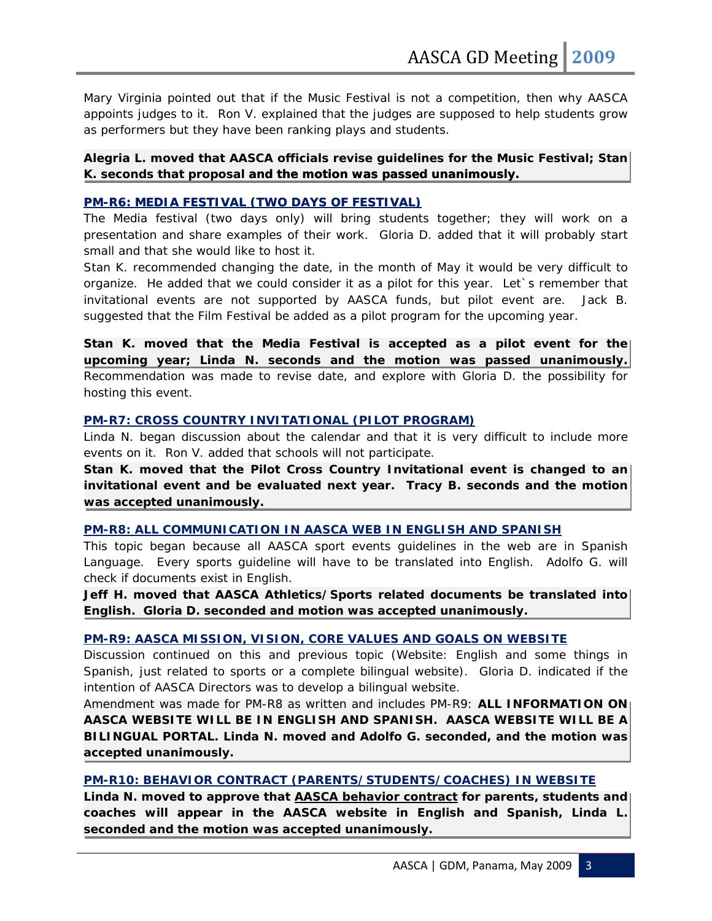Mary Virginia pointed out that if the Music Festival is not a competition, then why AASCA appoints judges to it. Ron V. explained that the judges are supposed to help students grow as performers but they have been ranking plays and students.

**Alegria L. moved that AASCA officials revise guidelines for the Music Festival; Stan K. seconds that proposal and the motion was passed unanimously.**

### PM-R6: MEDIA FESTIVAL (TWO DAYS OF FESTIVAL)

The Media festival (two days only) will bring students together; they will work on a presentation and share examples of their work. Gloria D. added that it will probably start small and that she would like to host it.

Stan K. recommended changing the date, in the month of May it would be very difficult to organize. He added that we could consider it as a pilot for this year. Let`s remember that invitational events are not supported by AASCA funds, but pilot event are. Jack B. suggested that the Film Festival be added as a pilot program for the upcoming year.

**Stan K. moved that the Media Festival is accepted as a pilot event for the upcoming year; Linda N. seconds and the motion was passed unanimously.** Recommendation was made to revise date, and explore with Gloria D. the possibility for hosting this event.

### PM-R7: CROSS COUNTRY INVITATIONAL (PILOT PROGRAM)

Linda N. began discussion about the calendar and that it is very difficult to include more events on it. Ron V. added that schools will not participate.

**Stan K. moved that the Pilot Cross Country Invitational event is changed to an invitational event and be evaluated next year. Tracy B. seconds and the motion was accepted unanimously.**

### PM-R8: ALL COMMUNICATION IN AASCA WEB IN ENGLISH AND SPANISH

This topic began because all AASCA sport events guidelines in the web are in Spanish Language. Every sports guideline will have to be translated into English. Adolfo G. will check if documents exist in English.

**Jeff H. moved that AASCA Athletics/Sports related documents be translated into English. Gloria D. seconded and motion was accepted unanimously.**

### PM-R9: AASCA MISSION, VISION, CORE VALUES AND GOALS ON WEBSITE

Discussion continued on this and previous topic (Website: English and some things in Spanish, just related to sports or a complete bilingual website). Gloria D. indicated if the intention of AASCA Directors was to develop a bilingual website.

Amendment was made for PM-R8 as written and includes PM-R9: **ALL INFORMATION ON AASCA WEBSITE WILL BE IN ENGLISH AND SPANISH. AASCA WEBSITE WILL BE A BILINGUAL PORTAL. Linda N. moved and Adolfo G. seconded, and the motion was accepted unanimously.**

### PM-R10: BEHAVIOR CONTRACT (PARENTS/STUDENTS/COACHES) IN WEBSITE

**Linda N. moved to approve that AASCA behavior contract for parents, students and coaches will appear in the AASCA website in English and Spanish, Linda L. seconded and the motion was accepted unanimously.**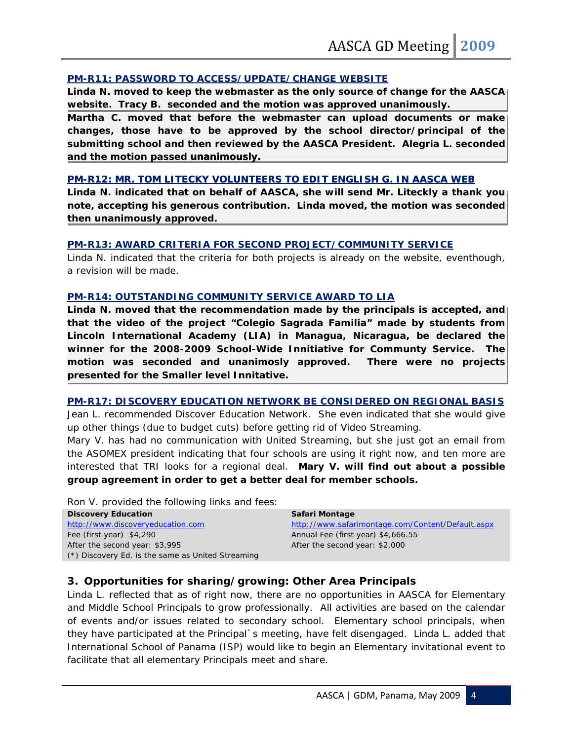### PM-R11: PASSWORD TO ACCESS/UPDATE/CHANGE WEBSITE

**Linda N. moved to keep the webmaster as the only source of change for the AASCA website. Tracy B. seconded and the motion was approved unanimously.**

**Martha C. moved that before the webmaster can upload documents or make changes, those have to be approved by the school director/principal of the submitting school and then reviewed by the AASCA President. Alegria L. seconded and the motion passed unanimously.**

### PM-R12: MR. TOM LITECKY VOLUNTEERS TO EDIT ENGLISH G. IN AASCA WEB

**Linda N. indicated that on behalf of AASCA, she will send Mr. Liteckly a thank you note, accepting his generous contribution. Linda moved, the motion was seconded then unanimously approved.**

### PM-R13: AWARD CRITERIA FOR SECOND PROJECT/COMMUNITY SERVICE

Linda N. indicated that the criteria for both projects is already on the website, eventhough, a revision will be made.

### PM-R14: OUTSTANDING COMMUNITY SERVICE AWARD TO LIA

**Linda N. moved that the recommendation made by the principals is accepted, and that the video of the project "Colegio Sagrada Familia" made by students from Lincoln International Academy (LIA) in Managua, Nicaragua, be declared the winner for the 2008-2009 School-Wide Innitiative for Communty Service. The motion was seconded and unanimosly approved. There were no projects presented for the Smaller level Innitative.**

### PM-R17: DISCOVERY EDUCATION NETWORK BE CONSIDERED ON REGIONAL BASIS

Jean L. recommended Discover Education Network. She even indicated that she would give up other things (due to budget cuts) before getting rid of Video Streaming.

Mary V. has had no communication with United Streaming, but she just got an email from the ASOMEX president indicating that four schools are using it right now, and ten more are interested that TRI looks for a regional deal. **Mary V. will find out about a possible group agreement in order to get a better deal for member schools.**

Ron V. provided the following links and fees:

| **Discovery Education** | **Safari Montage** |
|---|---|
| http://www.discoveryeducation.com | http://www.safarimontage.com/Content/Default.aspx |
| Fee (first year) $4,290 | Annual Fee (first year) $4,666.55 |
| After the second year: $3,995 | After the second year: $2,000 |
| (*) Discovery Ed. is the same as United Streaming | |

## 3. Opportunities for sharing/growing: Other Area Principals

Linda L. reflected that as of right now, there are no opportunities in AASCA for Elementary and Middle School Principals to grow professionally. All activities are based on the calendar of events and/or issues related to secondary school. Elementary school principals, when they have participated at the Principal`s meeting, have felt disengaged. Linda L. added that International School of Panama (ISP) would like to begin an Elementary invitational event to facilitate that all elementary Principals meet and share.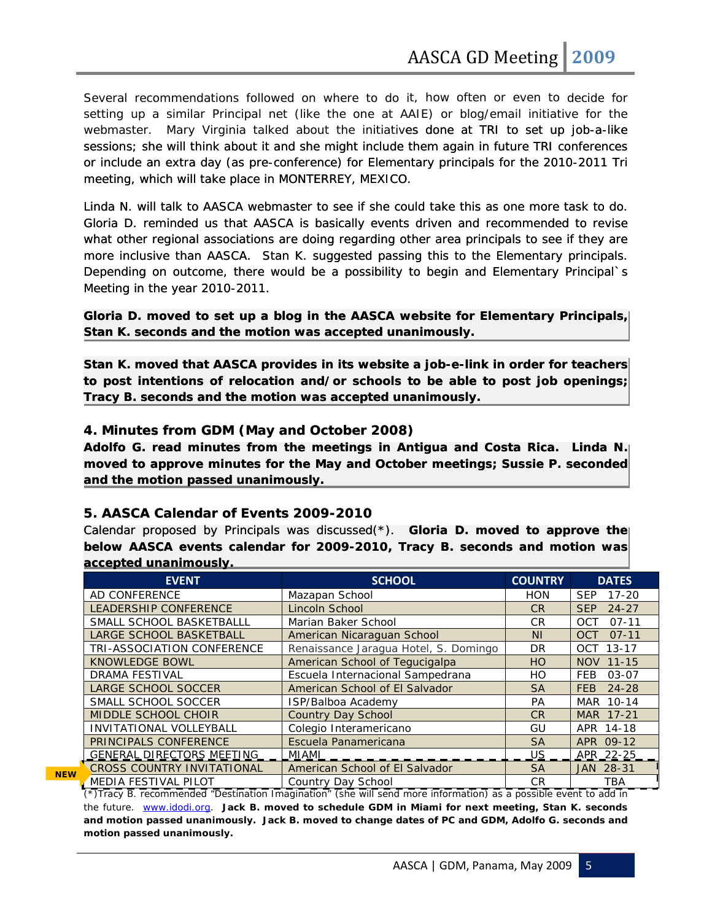Several recommendations followed on where to do it, how often or even to decide for setting up a similar Principal net (like the one at AAIE) or blog/email initiative for the webmaster. Mary Virginia talked about the initiatives done at TRI to set up job-a-like sessions; she will think about it and she might include them again in future TRI conferences or include an extra day (as pre-conference) for Elementary principals for the 2010-2011 Tri meeting, which will take place in MONTERREY, MEXICO.

Linda N. will talk to AASCA webmaster to see if she could take this as one more task to do. Gloria D. reminded us that AASCA is basically events driven and recommended to revise what other regional associations are doing regarding other area principals to see if they are more inclusive than AASCA. Stan K. suggested passing this to the Elementary principals. Depending on outcome, there would be a possibility to begin and Elementary Principal`s Meeting in the year 2010-2011.

**Gloria D. moved to set up a blog in the AASCA website for Elementary Principals, Stan K. seconds and the motion was accepted unanimously.**

**Stan K. moved that AASCA provides in its website a job-e-link in order for teachers to post intentions of relocation and/or schools to be able to post job openings; Tracy B. seconds and the motion was accepted unanimously.**

### 4. Minutes from GDM (May and October 2008)

**Adolfo G. read minutes from the meetings in Antigua and Costa Rica. Linda N. moved to approve minutes for the May and October meetings; Sussie P. seconded and the motion passed unanimously.**

### 5. AASCA Calendar of Events 2009-2010

Calendar proposed by Principals was discussed(*). **Gloria D. moved to approve the below AASCA events calendar for 2009-2010, Tracy B. seconds and motion was accepted unanimously.**

| EVENT | SCHOOL | COUNTRY | DATES |
|---|---|---|---|
| AD CONFERENCE | Mazapan School | HON | SEP 17-20 |
| LEADERSHIP CONFERENCE | Lincoln School | CR | SEP 24-27 |
| SMALL SCHOOL BASKETBALLL | Marian Baker School | CR | OCT 07-11 |
| LARGE SCHOOL BASKETBALL | American Nicaraguan School | NI | OCT 07-11 |
| TRI-ASSOCIATION CONFERENCE | Renaissance Jaragua Hotel, S. Domingo | DR | OCT 13-17 |
| KNOWLEDGE BOWL | American School of Tegucigalpa | HO | NOV 11-15 |
| DRAMA FESTIVAL | Escuela Internacional Sampedrana | HO | FEB 03-07 |
| LARGE SCHOOL SOCCER | American School of El Salvador | SA | FEB 24-28 |
| SMALL SCHOOL SOCCER | ISP/Balboa Academy | PA | MAR 10-14 |
| MIDDLE SCHOOL CHOIR | Country Day School | CR | MAR 17-21 |
| INVITATIONAL VOLLEYBALL | Colegio Interamericano | GU | APR 14-18 |
| PRINCIPALS CONFERENCE | Escuela Panamericana | SA | APR 09-12 |
| GENERAL DIRECTORS MEETING | MIAMI | US | APR 22-25 |
| NEW CROSS COUNTRY INVITATIONAL | American School of El Salvador | SA | JAN 28-31 |
| MEDIA FESTIVAL PILOT | Country Day School | CR | TBA |

(*)Tracy B. recommended "Destination Imagination" (she will send more information) as a possible event to add in the future. www.idodi.org. **Jack B. moved to schedule GDM in Miami for next meeting, Stan K. seconds and motion passed unanimously. Jack B. moved to change dates of PC and GDM, Adolfo G. seconds and motion passed unanimously.**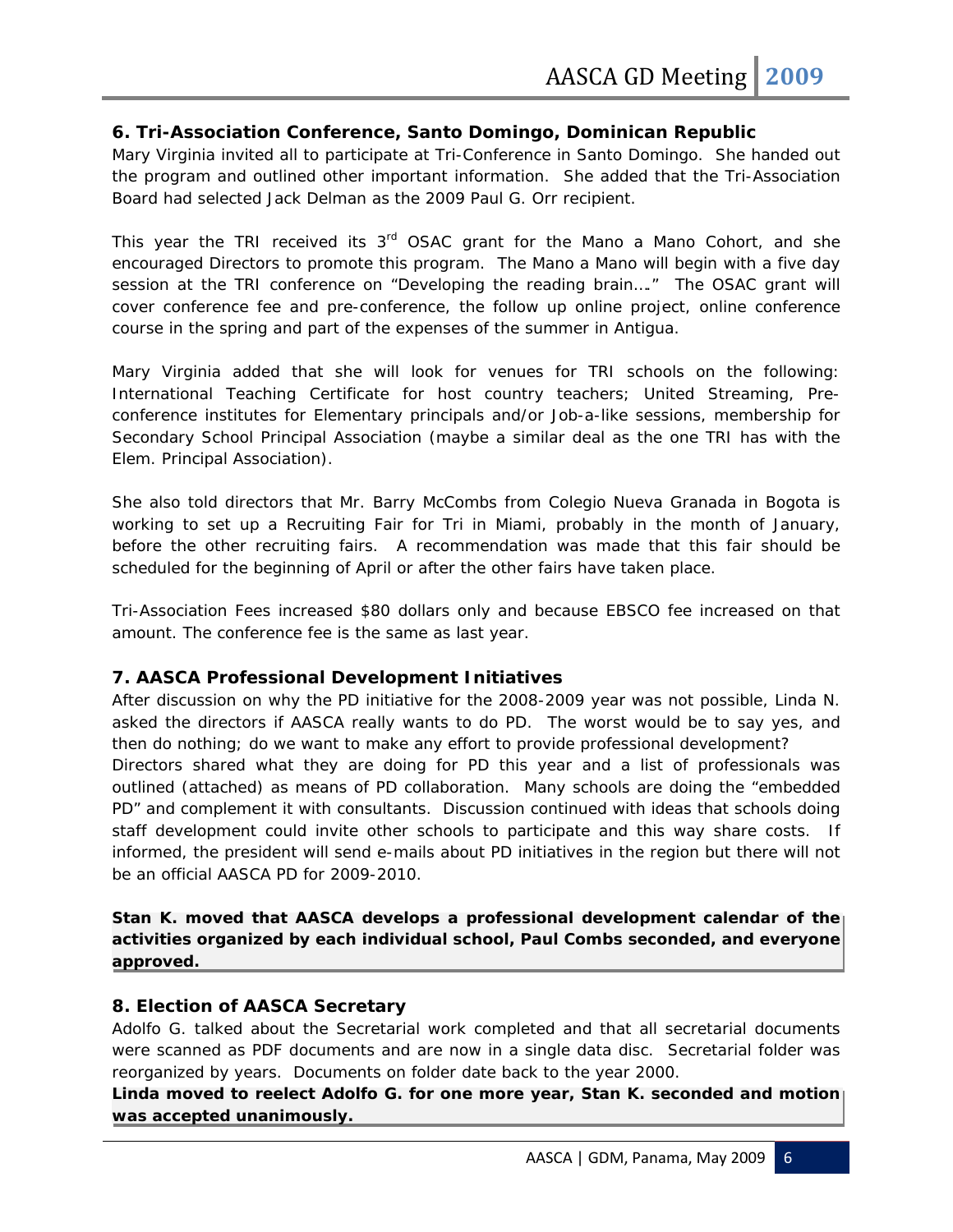## 6. Tri-Association Conference, Santo Domingo, Dominican Republic

Mary Virginia invited all to participate at Tri-Conference in Santo Domingo. She handed out the program and outlined other important information. She added that the Tri-Association Board had selected Jack Delman as the 2009 Paul G. Orr recipient.

This year the TRI received its 3rd OSAC grant for the Mano a Mano Cohort, and she encouraged Directors to promote this program. The Mano a Mano will begin with a five day session at the TRI conference on "Developing the reading brain…." The OSAC grant will cover conference fee and pre-conference, the follow up online project, online conference course in the spring and part of the expenses of the summer in Antigua.

Mary Virginia added that she will look for venues for TRI schools on the following: International Teaching Certificate for host country teachers; United Streaming, Pre-conference institutes for Elementary principals and/or Job-a-like sessions, membership for Secondary School Principal Association (maybe a similar deal as the one TRI has with the Elem. Principal Association).

She also told directors that Mr. Barry McCombs from Colegio Nueva Granada in Bogota is working to set up a Recruiting Fair for Tri in Miami, probably in the month of January, before the other recruiting fairs. A recommendation was made that this fair should be scheduled for the beginning of April or after the other fairs have taken place.

Tri-Association Fees increased $80 dollars only and because EBSCO fee increased on that amount. The conference fee is the same as last year.

## 7. AASCA Professional Development Initiatives

After discussion on why the PD initiative for the 2008-2009 year was not possible, Linda N. asked the directors if AASCA really wants to do PD. The worst would be to say yes, and then do nothing; do we want to make any effort to provide professional development?
Directors shared what they are doing for PD this year and a list of professionals was outlined (attached) as means of PD collaboration. Many schools are doing the "embedded PD" and complement it with consultants. Discussion continued with ideas that schools doing staff development could invite other schools to participate and this way share costs. If informed, the president will send e-mails about PD initiatives in the region but there will not be an official AASCA PD for 2009-2010.

**Stan K. moved that AASCA develops a professional development calendar of the activities organized by each individual school, Paul Combs seconded, and everyone approved.**

## 8. Election of AASCA Secretary

Adolfo G. talked about the Secretarial work completed and that all secretarial documents were scanned as PDF documents and are now in a single data disc. Secretarial folder was reorganized by years. Documents on folder date back to the year 2000.

**Linda moved to reelect Adolfo G. for one more year, Stan K. seconded and motion was accepted unanimously.**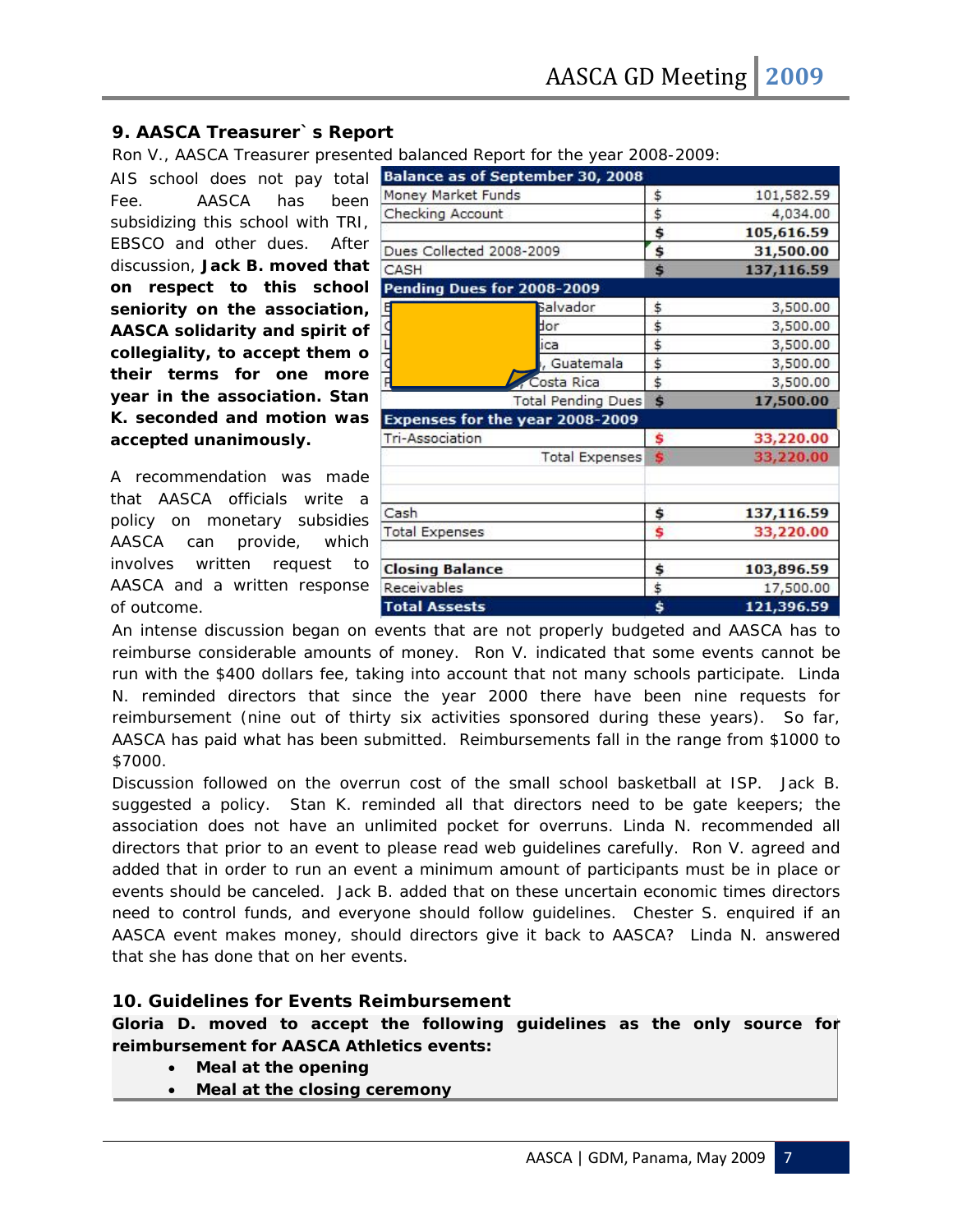## 9. AASCA Treasurer`s Report

Ron V., AASCA Treasurer presented balanced Report for the year 2008-2009:

AIS school does not pay total Fee. AASCA has been subsidizing this school with TRI, EBSCO and other dues. After discussion, **Jack B. moved that on respect to this school seniority on the association, AASCA solidarity and spirit of collegiality, to accept them o their terms for one more year in the association. Stan K. seconded and motion was accepted unanimously.**

A recommendation was made that AASCA officials write a policy on monetary subsidies AASCA can provide, which involves written request to AASCA and a written response of outcome.

| Balance as of September 30, 2008 | | |
|---|---|---|
| Money Market Funds | $ | 101,582.59 |
| Checking Account | $ | 4,034.00 |
| | $ | 105,616.59 |
| Dues Collected 2008-2009 | $ | 31,500.00 |
| CASH | $ | 137,116.59 |
| **Pending Dues for 2008-2009** | | |
| E... Salvador | $ | 3,500.00 |
| ...dor | $ | 3,500.00 |
| ...ica | $ | 3,500.00 |
| ..., Guatemala | $ | 3,500.00 |
| ..., Costa Rica | $ | 3,500.00 |
| Total Pending Dues | $ | 17,500.00 |
| **Expenses for the year 2008-2009** | | |
| Tri-Association | $ | 33,220.00 |
| Total Expenses | $ | 33,220.00 |
| | | |
| Cash | $ | 137,116.59 |
| Total Expenses | $ | 33,220.00 |
| | | |
| Closing Balance | $ | 103,896.59 |
| Receivables | $ | 17,500.00 |
| Total Assests | $ | 121,396.59 |

An intense discussion began on events that are not properly budgeted and AASCA has to reimburse considerable amounts of money. Ron V. indicated that some events cannot be run with the $400 dollars fee, taking into account that not many schools participate. Linda N. reminded directors that since the year 2000 there have been nine requests for reimbursement (nine out of thirty six activities sponsored during these years). So far, AASCA has paid what has been submitted. Reimbursements fall in the range from $1000 to $7000.

Discussion followed on the overrun cost of the small school basketball at ISP. Jack B. suggested a policy. Stan K. reminded all that directors need to be gate keepers; the association does not have an unlimited pocket for overruns. Linda N. recommended all directors that prior to an event to please read web guidelines carefully. Ron V. agreed and added that in order to run an event a minimum amount of participants must be in place or events should be canceled. Jack B. added that on these uncertain economic times directors need to control funds, and everyone should follow guidelines. Chester S. enquired if an AASCA event makes money, should directors give it back to AASCA? Linda N. answered that she has done that on her events.

## 10. Guidelines for Events Reimbursement

**Gloria D. moved to accept the following guidelines as the only source for reimbursement for AASCA Athletics events:**

- **Meal at the opening**
- **Meal at the closing ceremony**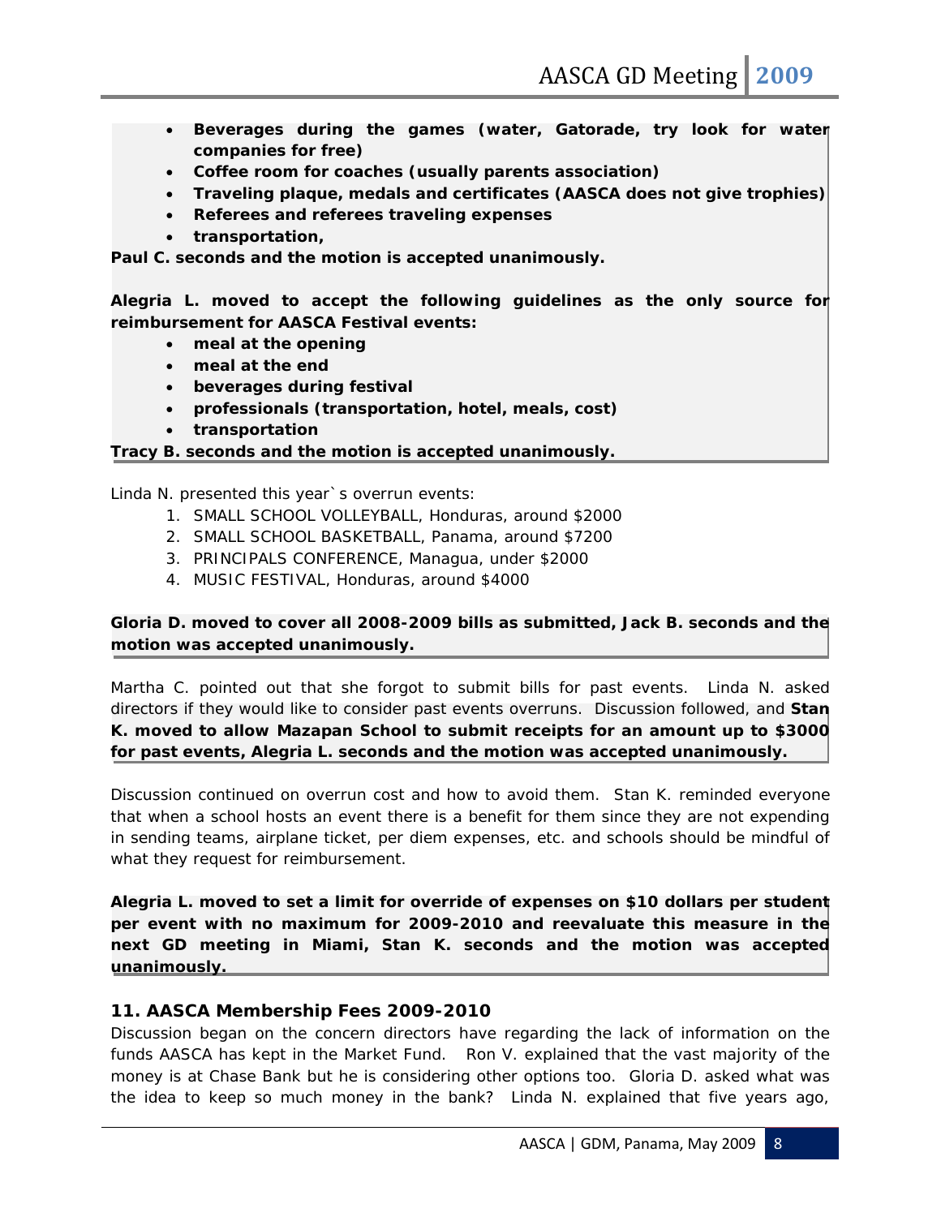- **Beverages during the games (water, Gatorade, try look for water companies for free)**
- **Coffee room for coaches (usually parents association)**
- **Traveling plaque, medals and certificates (AASCA does not give trophies)**
- **Referees and referees traveling expenses**
- **transportation,**

**Paul C. seconds and the motion is accepted unanimously.**

**Alegria L. moved to accept the following guidelines as the only source for reimbursement for AASCA Festival events:**

- **meal at the opening**
- **meal at the end**
- **beverages during festival**
- **professionals (transportation, hotel, meals, cost)**
- **transportation**

**Tracy B. seconds and the motion is accepted unanimously.**

Linda N. presented this year`s overrun events:

1. SMALL SCHOOL VOLLEYBALL, Honduras, around $2000
2. SMALL SCHOOL BASKETBALL, Panama, around $7200
3. PRINCIPALS CONFERENCE, Managua, under $2000
4. MUSIC FESTIVAL, Honduras, around $4000

**Gloria D. moved to cover all 2008-2009 bills as submitted, Jack B. seconds and the motion was accepted unanimously.**

Martha C. pointed out that she forgot to submit bills for past events. Linda N. asked directors if they would like to consider past events overruns. Discussion followed, and **Stan K. moved to allow Mazapan School to submit receipts for an amount up to $3000 for past events, Alegria L. seconds and the motion was accepted unanimously.**

Discussion continued on overrun cost and how to avoid them. Stan K. reminded everyone that when a school hosts an event there is a benefit for them since they are not expending in sending teams, airplane ticket, per diem expenses, etc. and schools should be mindful of what they request for reimbursement.

**Alegria L. moved to set a limit for override of expenses on $10 dollars per student per event with no maximum for 2009-2010 and reevaluate this measure in the next GD meeting in Miami, Stan K. seconds and the motion was accepted unanimously.**

### 11. AASCA Membership Fees 2009-2010

Discussion began on the concern directors have regarding the lack of information on the funds AASCA has kept in the Market Fund. Ron V. explained that the vast majority of the money is at Chase Bank but he is considering other options too. Gloria D. asked what was the idea to keep so much money in the bank? Linda N. explained that five years ago,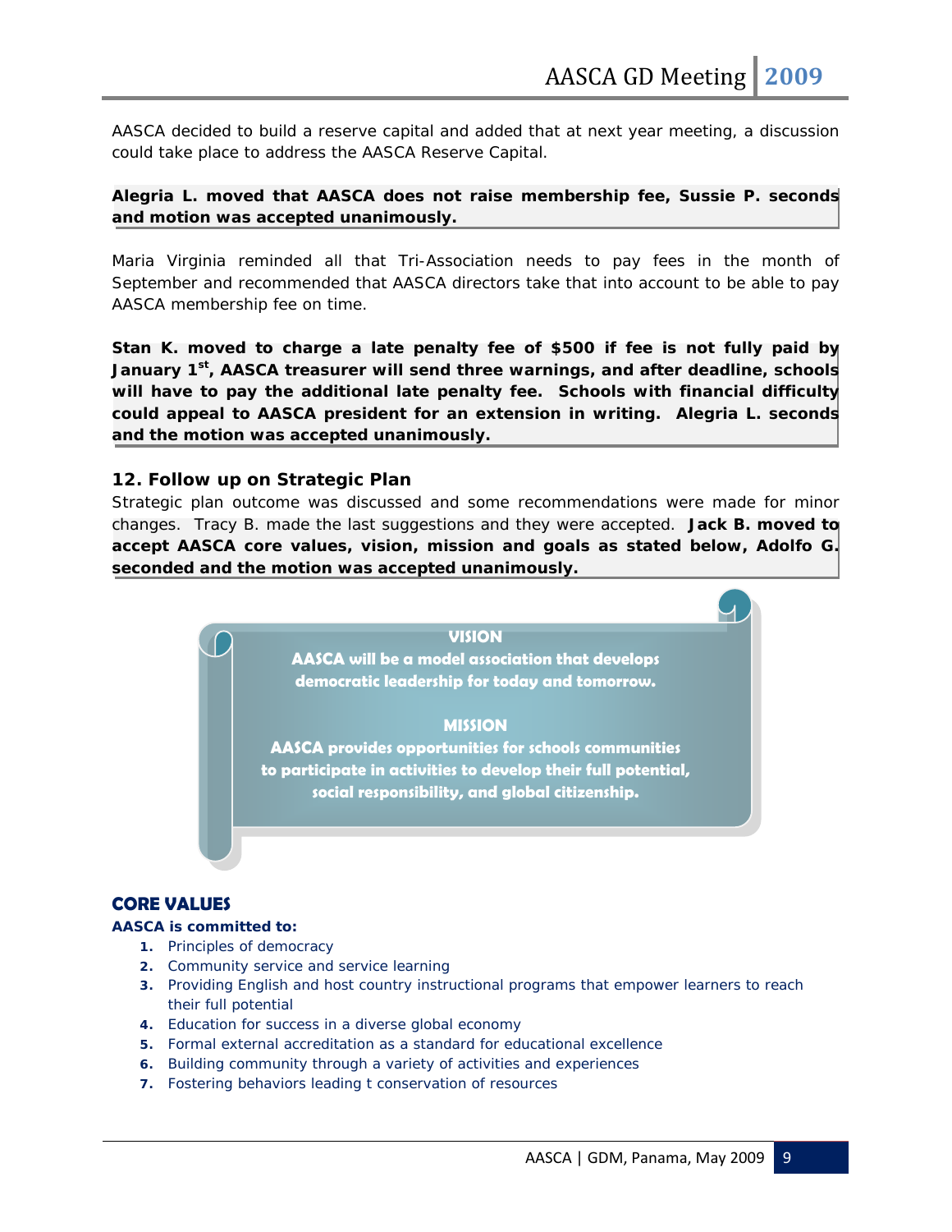AASCA decided to build a reserve capital and added that at next year meeting, a discussion could take place to address the AASCA Reserve Capital.

**Alegria L. moved that AASCA does not raise membership fee, Sussie P. seconds and motion was accepted unanimously.**

Maria Virginia reminded all that Tri-Association needs to pay fees in the month of September and recommended that AASCA directors take that into account to be able to pay AASCA membership fee on time.

**Stan K. moved to charge a late penalty fee of $500 if fee is not fully paid by January 1st, AASCA treasurer will send three warnings, and after deadline, schools will have to pay the additional late penalty fee. Schools with financial difficulty could appeal to AASCA president for an extension in writing. Alegria L. seconds and the motion was accepted unanimously.**

### 12. Follow up on Strategic Plan

Strategic plan outcome was discussed and some recommendations were made for minor changes. Tracy B. made the last suggestions and they were accepted. **Jack B. moved to accept AASCA core values, vision, mission and goals as stated below, Adolfo G. seconded and the motion was accepted unanimously.**

**VISION**

**AASCA will be a model association that develops democratic leadership for today and tomorrow.**

**MISSION**

**AASCA provides opportunities for schools communities to participate in activities to develop their full potential, social responsibility, and global citizenship.**

## CORE VALUES

**AASCA is committed to:**

1. Principles of democracy
2. Community service and service learning
3. Providing English and host country instructional programs that empower learners to reach their full potential
4. Education for success in a diverse global economy
5. Formal external accreditation as a standard for educational excellence
6. Building community through a variety of activities and experiences
7. Fostering behaviors leading t conservation of resources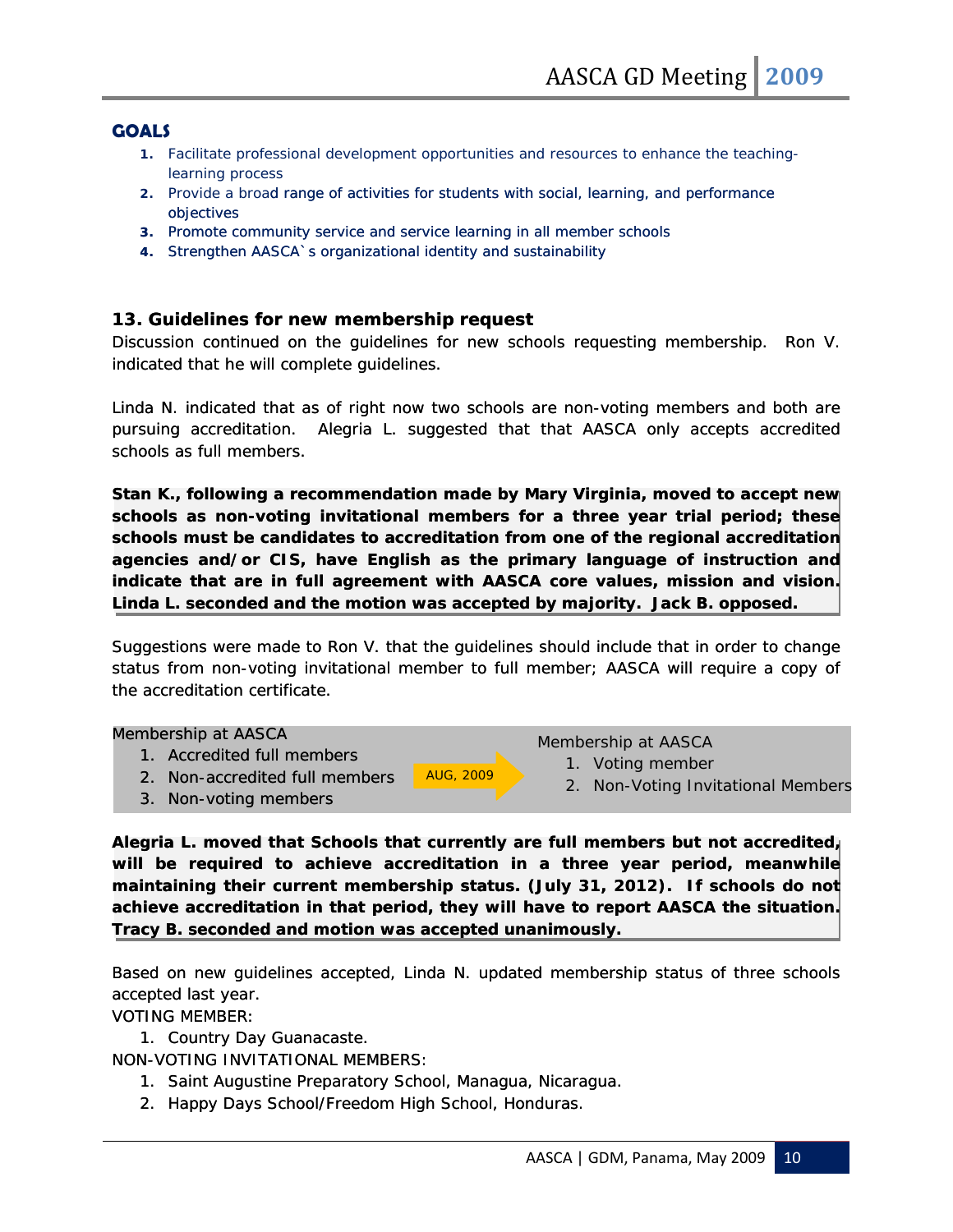## GOALS

1. Facilitate professional development opportunities and resources to enhance the teaching-learning process
2. Provide a broad range of activities for students with social, learning, and performance objectives
3. Promote community service and service learning in all member schools
4. Strengthen AASCA`s organizational identity and sustainability

### 13. Guidelines for new membership request

Discussion continued on the guidelines for new schools requesting membership. Ron V. indicated that he will complete guidelines.

Linda N. indicated that as of right now two schools are non-voting members and both are pursuing accreditation. Alegria L. suggested that that AASCA only accepts accredited schools as full members.

**Stan K., following a recommendation made by Mary Virginia, moved to accept new schools as non-voting invitational members for a three year trial period; these schools must be candidates to accreditation from one of the regional accreditation agencies and/or CIS, have English as the primary language of instruction and indicate that are in full agreement with AASCA core values, mission and vision. Linda L. seconded and the motion was accepted by majority. Jack B. opposed.**

Suggestions were made to Ron V. that the guidelines should include that in order to change status from non-voting invitational member to full member; AASCA will require a copy of the accreditation certificate.

Membership at AASCA
1. Accredited full members
2. Non-accredited full members
3. Non-voting members

AUG, 2009 →

Membership at AASCA
1. Voting member
2. Non-Voting Invitational Members

**Alegria L. moved that Schools that currently are full members but not accredited, will be required to achieve accreditation in a three year period, meanwhile maintaining their current membership status. (July 31, 2012). If schools do not achieve accreditation in that period, they will have to report AASCA the situation. Tracy B. seconded and motion was accepted unanimously.**

Based on new guidelines accepted, Linda N. updated membership status of three schools accepted last year.

VOTING MEMBER:

1. Country Day Guanacaste.

NON-VOTING INVITATIONAL MEMBERS:

1. Saint Augustine Preparatory School, Managua, Nicaragua.
2. Happy Days School/Freedom High School, Honduras.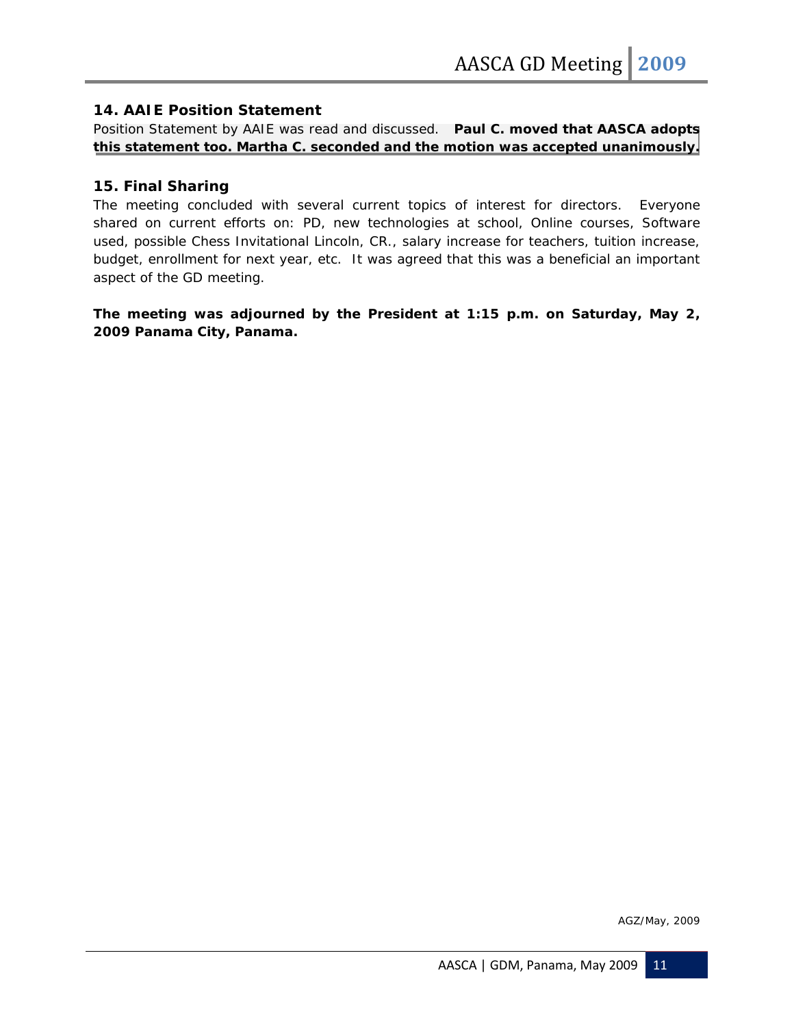### 14. AAIE Position Statement

Position Statement by AAIE was read and discussed. **Paul C. moved that AASCA adopts this statement too. Martha C. seconded and the motion was accepted unanimously.**

### 15. Final Sharing

The meeting concluded with several current topics of interest for directors. Everyone shared on current efforts on: PD, new technologies at school, Online courses, Software used, possible Chess Invitational Lincoln, CR., salary increase for teachers, tuition increase, budget, enrollment for next year, etc. It was agreed that this was a beneficial an important aspect of the GD meeting.

**The meeting was adjourned by the President at 1:15 p.m. on Saturday, May 2, 2009 Panama City, Panama.**

AGZ/May, 2009